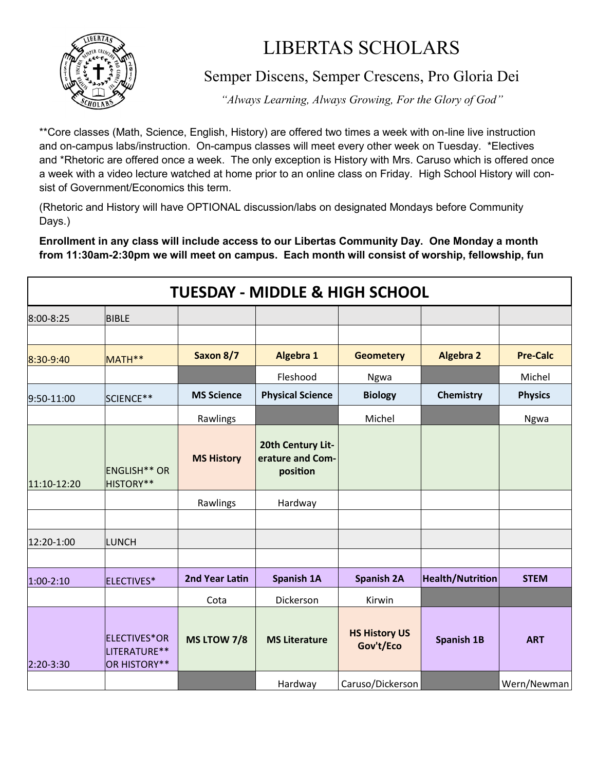# LIBERTAS SCHOLARS

## Semper Discens, Semper Crescens, Pro Gloria Dei

*"Always Learning, Always Growing, For the Glory of God"*

**Core classes (Math, Science, English, History) are offered two times a week with on-line live instruction and on-campus labs/instruction. On-campus classes will meet every other week on Tuesday. *Electives and *Rhetoric are offered once a week. The only exception is History with Mrs. Caruso which is offered once a week with a video lecture watched at home prior to an online class on Friday. High School History will consist of Government/Economics this term.

(Rhetoric and History will have OPTIONAL discussion/labs on designated Mondays before Community Days.)

**Enrollment in any class will include access to our Libertas Community Day. One Monday a month from 11:30am-2:30pm we will meet on campus. Each month will consist of worship, fellowship, fun**

| TUESDAY - MIDDLE & HIGH SCHOOL | | | | | | |
|---|---|---|---|---|---|---|
| 8:00-8:25 | BIBLE | | | | | |
| | | | | | | |
| 8:30-9:40 | MATH** | **Saxon 8/7** | **Algebra 1** | **Geometery** | **Algebra 2** | **Pre-Calc** |
| | | | Fleshood | Ngwa | | Michel |
| 9:50-11:00 | SCIENCE** | **MS Science** | **Physical Science** | **Biology** | **Chemistry** | **Physics** |
| | | Rawlings | | Michel | | Ngwa |
| 11:10-12:20 | ENGLISH** OR HISTORY** | **MS History** | **20th Century Literature and Composition** | | | |
| | | Rawlings | Hardway | | | |
| | | | | | | |
| 12:20-1:00 | LUNCH | | | | | |
| | | | | | | |
| 1:00-2:10 | ELECTIVES* | **2nd Year Latin** | **Spanish 1A** | **Spanish 2A** | **Health/Nutrition** | **STEM** |
| | | Cota | Dickerson | Kirwin | | |
| 2:20-3:30 | ELECTIVES*OR LITERATURE** OR HISTORY** | **MS LTOW 7/8** | **MS Literature** | **HS History US Gov't/Eco** | **Spanish 1B** | **ART** |
| | | | Hardway | Caruso/Dickerson | | Wern/Newman |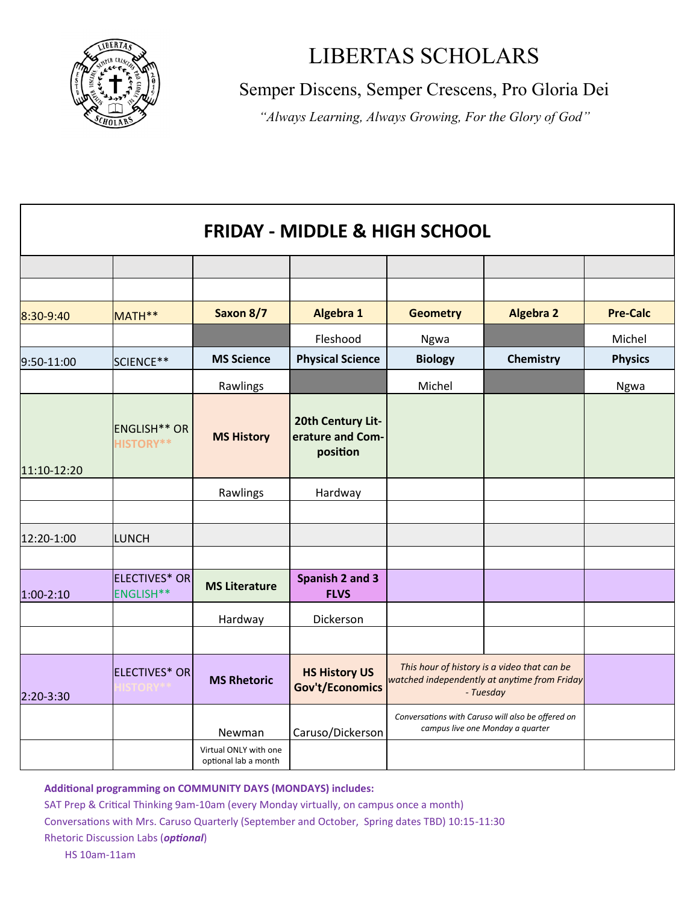# LIBERTAS SCHOLARS

Semper Discens, Semper Crescens, Pro Gloria Dei

*"Always Learning, Always Growing, For the Glory of God"*

## FRIDAY - MIDDLE & HIGH SCHOOL

| | | | | | | |
|---|---|---|---|---|---|---|
| 8:30-9:40 | MATH** | **Saxon 8/7** | **Algebra 1** | **Geometry** | **Algebra 2** | **Pre-Calc** |
| | | | Fleshood | Ngwa | | Michel |
| 9:50-11:00 | SCIENCE** | **MS Science** | **Physical Science** | **Biology** | **Chemistry** | **Physics** |
| | | Rawlings | | Michel | | Ngwa |
| 11:10-12:20 | ENGLISH** OR HISTORY** | **MS History** | **20th Century Literature and Composition** | | | |
| | | Rawlings | Hardway | | | |
| 12:20-1:00 | LUNCH | | | | | |
| 1:00-2:10 | ELECTIVES* OR ENGLISH** | **MS Literature** | **Spanish 2 and 3 FLVS** | | | |
| | | Hardway | Dickerson | | | |
| 2:20-3:30 | ELECTIVES* OR HISTORY** | **MS Rhetoric** | **HS History US Gov't/Economics** | *This hour of history is a video that can be watched independently at anytime from Friday - Tuesday* | | |
| | | Newman | Caruso/Dickerson | *Conversations with Caruso will also be offered on campus live one Monday a quarter* | | |
| | | Virtual ONLY with one optional lab a month | | | | |

**Additional programming on COMMUNITY DAYS (MONDAYS) includes:**

SAT Prep & Critical Thinking 9am-10am (every Monday virtually, on campus once a month)

Conversations with Mrs. Caruso Quarterly (September and October, Spring dates TBD) 10:15-11:30

Rhetoric Discussion Labs (***optional***)

HS 10am-11am